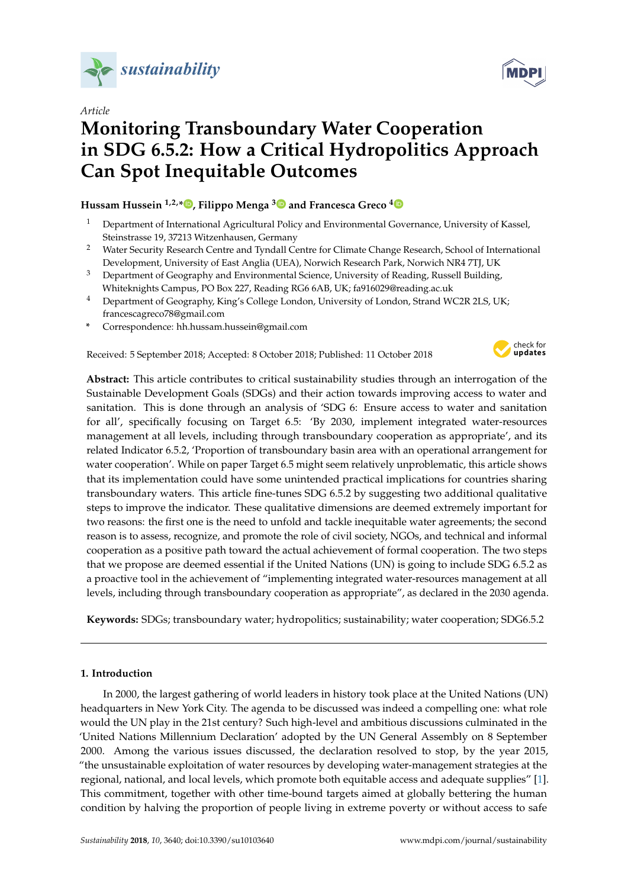*Article*

# Monitoring Transboundary Water Cooperation in SDG 6.5.2: How a Critical Hydropolitics Approach Can Spot Inequitable Outcomes

**Hussam Hussein [1,2,*], Filippo Menga [3] and Francesca Greco [4]**

[1] Department of International Agricultural Policy and Environmental Governance, University of Kassel, Steinstrasse 19, 37213 Witzenhausen, Germany

[2] Water Security Research Centre and Tyndall Centre for Climate Change Research, School of International Development, University of East Anglia (UEA), Norwich Research Park, Norwich NR4 7TJ, UK

[3] Department of Geography and Environmental Science, University of Reading, Russell Building, Whiteknights Campus, PO Box 227, Reading RG6 6AB, UK; fa916029@reading.ac.uk

[4] Department of Geography, King's College London, University of London, Strand WC2R 2LS, UK; francescagreco78@gmail.com

* Correspondence: hh.hussam.hussein@gmail.com

Received: 5 September 2018; Accepted: 8 October 2018; Published: 11 October 2018

**Abstract:** This article contributes to critical sustainability studies through an interrogation of the Sustainable Development Goals (SDGs) and their action towards improving access to water and sanitation. This is done through an analysis of 'SDG 6: Ensure access to water and sanitation for all', specifically focusing on Target 6.5: 'By 2030, implement integrated water-resources management at all levels, including through transboundary cooperation as appropriate', and its related Indicator 6.5.2, 'Proportion of transboundary basin area with an operational arrangement for water cooperation'. While on paper Target 6.5 might seem relatively unproblematic, this article shows that its implementation could have some unintended practical implications for countries sharing transboundary waters. This article fine-tunes SDG 6.5.2 by suggesting two additional qualitative steps to improve the indicator. These qualitative dimensions are deemed extremely important for two reasons: the first one is the need to unfold and tackle inequitable water agreements; the second reason is to assess, recognize, and promote the role of civil society, NGOs, and technical and informal cooperation as a positive path toward the actual achievement of formal cooperation. The two steps that we propose are deemed essential if the United Nations (UN) is going to include SDG 6.5.2 as a proactive tool in the achievement of "implementing integrated water-resources management at all levels, including through transboundary cooperation as appropriate", as declared in the 2030 agenda.

**Keywords:** SDGs; transboundary water; hydropolitics; sustainability; water cooperation; SDG6.5.2

## 1. Introduction

In 2000, the largest gathering of world leaders in history took place at the United Nations (UN) headquarters in New York City. The agenda to be discussed was indeed a compelling one: what role would the UN play in the 21st century? Such high-level and ambitious discussions culminated in the 'United Nations Millennium Declaration' adopted by the UN General Assembly on 8 September 2000. Among the various issues discussed, the declaration resolved to stop, by the year 2015, "the unsustainable exploitation of water resources by developing water-management strategies at the regional, national, and local levels, which promote both equitable access and adequate supplies" [1]. This commitment, together with other time-bound targets aimed at globally bettering the human condition by halving the proportion of people living in extreme poverty or without access to safe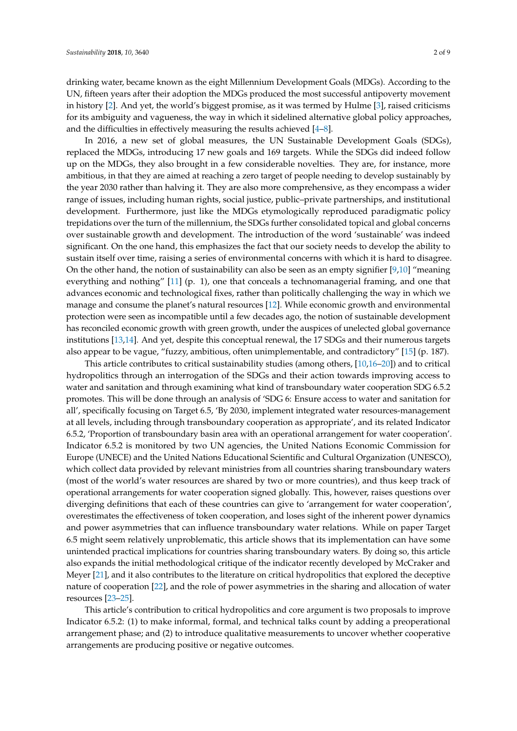drinking water, became known as the eight Millennium Development Goals (MDGs). According to the UN, fifteen years after their adoption the MDGs produced the most successful antipoverty movement in history [2]. And yet, the world's biggest promise, as it was termed by Hulme [3], raised criticisms for its ambiguity and vagueness, the way in which it sidelined alternative global policy approaches, and the difficulties in effectively measuring the results achieved [4–8].

In 2016, a new set of global measures, the UN Sustainable Development Goals (SDGs), replaced the MDGs, introducing 17 new goals and 169 targets. While the SDGs did indeed follow up on the MDGs, they also brought in a few considerable novelties. They are, for instance, more ambitious, in that they are aimed at reaching a zero target of people needing to develop sustainably by the year 2030 rather than halving it. They are also more comprehensive, as they encompass a wider range of issues, including human rights, social justice, public–private partnerships, and institutional development. Furthermore, just like the MDGs etymologically reproduced paradigmatic policy trepidations over the turn of the millennium, the SDGs further consolidated topical and global concerns over sustainable growth and development. The introduction of the word 'sustainable' was indeed significant. On the one hand, this emphasizes the fact that our society needs to develop the ability to sustain itself over time, raising a series of environmental concerns with which it is hard to disagree. On the other hand, the notion of sustainability can also be seen as an empty signifier [9,10] "meaning everything and nothing" [11] (p. 1), one that conceals a technomanagerial framing, and one that advances economic and technological fixes, rather than politically challenging the way in which we manage and consume the planet's natural resources [12]. While economic growth and environmental protection were seen as incompatible until a few decades ago, the notion of sustainable development has reconciled economic growth with green growth, under the auspices of unelected global governance institutions [13,14]. And yet, despite this conceptual renewal, the 17 SDGs and their numerous targets also appear to be vague, "fuzzy, ambitious, often unimplementable, and contradictory" [15] (p. 187).

This article contributes to critical sustainability studies (among others, [10,16–20]) and to critical hydropolitics through an interrogation of the SDGs and their action towards improving access to water and sanitation and through examining what kind of transboundary water cooperation SDG 6.5.2 promotes. This will be done through an analysis of 'SDG 6: Ensure access to water and sanitation for all', specifically focusing on Target 6.5, 'By 2030, implement integrated water resources-management at all levels, including through transboundary cooperation as appropriate', and its related Indicator 6.5.2, 'Proportion of transboundary basin area with an operational arrangement for water cooperation'. Indicator 6.5.2 is monitored by two UN agencies, the United Nations Economic Commission for Europe (UNECE) and the United Nations Educational Scientific and Cultural Organization (UNESCO), which collect data provided by relevant ministries from all countries sharing transboundary waters (most of the world's water resources are shared by two or more countries), and thus keep track of operational arrangements for water cooperation signed globally. This, however, raises questions over diverging definitions that each of these countries can give to 'arrangement for water cooperation', overestimates the effectiveness of token cooperation, and loses sight of the inherent power dynamics and power asymmetries that can influence transboundary water relations. While on paper Target 6.5 might seem relatively unproblematic, this article shows that its implementation can have some unintended practical implications for countries sharing transboundary waters. By doing so, this article also expands the initial methodological critique of the indicator recently developed by McCraker and Meyer [21], and it also contributes to the literature on critical hydropolitics that explored the deceptive nature of cooperation [22], and the role of power asymmetries in the sharing and allocation of water resources [23–25].

This article's contribution to critical hydropolitics and core argument is two proposals to improve Indicator 6.5.2: (1) to make informal, formal, and technical talks count by adding a preoperational arrangement phase; and (2) to introduce qualitative measurements to uncover whether cooperative arrangements are producing positive or negative outcomes.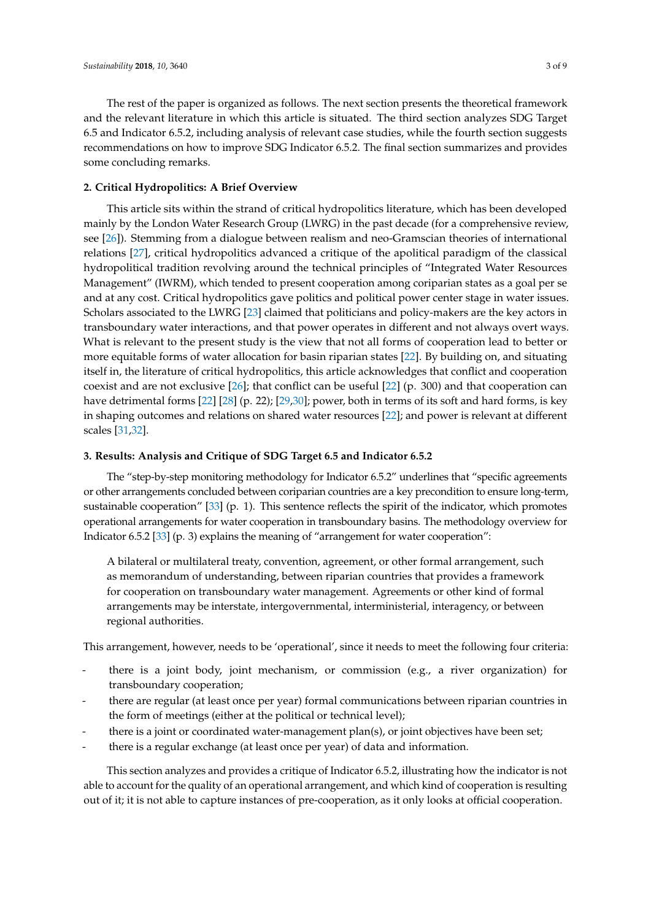The rest of the paper is organized as follows. The next section presents the theoretical framework and the relevant literature in which this article is situated. The third section analyzes SDG Target 6.5 and Indicator 6.5.2, including analysis of relevant case studies, while the fourth section suggests recommendations on how to improve SDG Indicator 6.5.2. The final section summarizes and provides some concluding remarks.

## 2. Critical Hydropolitics: A Brief Overview

This article sits within the strand of critical hydropolitics literature, which has been developed mainly by the London Water Research Group (LWRG) in the past decade (for a comprehensive review, see [26]). Stemming from a dialogue between realism and neo-Gramscian theories of international relations [27], critical hydropolitics advanced a critique of the apolitical paradigm of the classical hydropolitical tradition revolving around the technical principles of "Integrated Water Resources Management" (IWRM), which tended to present cooperation among coriparian states as a goal per se and at any cost. Critical hydropolitics gave politics and political power center stage in water issues. Scholars associated to the LWRG [23] claimed that politicians and policy-makers are the key actors in transboundary water interactions, and that power operates in different and not always overt ways. What is relevant to the present study is the view that not all forms of cooperation lead to better or more equitable forms of water allocation for basin riparian states [22]. By building on, and situating itself in, the literature of critical hydropolitics, this article acknowledges that conflict and cooperation coexist and are not exclusive [26]; that conflict can be useful [22] (p. 300) and that cooperation can have detrimental forms [22] [28] (p. 22); [29,30]; power, both in terms of its soft and hard forms, is key in shaping outcomes and relations on shared water resources [22]; and power is relevant at different scales [31,32].

## 3. Results: Analysis and Critique of SDG Target 6.5 and Indicator 6.5.2

The "step-by-step monitoring methodology for Indicator 6.5.2" underlines that "specific agreements or other arrangements concluded between coriparian countries are a key precondition to ensure long-term, sustainable cooperation" [33] (p. 1). This sentence reflects the spirit of the indicator, which promotes operational arrangements for water cooperation in transboundary basins. The methodology overview for Indicator 6.5.2 [33] (p. 3) explains the meaning of "arrangement for water cooperation":

> A bilateral or multilateral treaty, convention, agreement, or other formal arrangement, such as memorandum of understanding, between riparian countries that provides a framework for cooperation on transboundary water management. Agreements or other kind of formal arrangements may be interstate, intergovernmental, interministerial, interagency, or between regional authorities.

This arrangement, however, needs to be 'operational', since it needs to meet the following four criteria:

- there is a joint body, joint mechanism, or commission (e.g., a river organization) for transboundary cooperation;
- there are regular (at least once per year) formal communications between riparian countries in the form of meetings (either at the political or technical level);
- there is a joint or coordinated water-management plan(s), or joint objectives have been set;
- there is a regular exchange (at least once per year) of data and information.

This section analyzes and provides a critique of Indicator 6.5.2, illustrating how the indicator is not able to account for the quality of an operational arrangement, and which kind of cooperation is resulting out of it; it is not able to capture instances of pre-cooperation, as it only looks at official cooperation.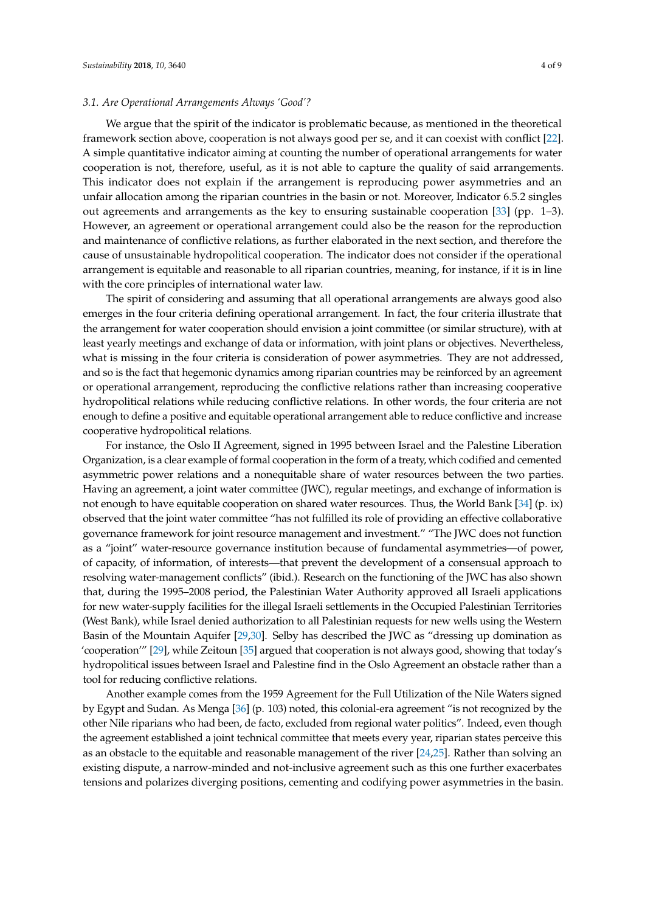### 3.1. Are Operational Arrangements Always 'Good'?

We argue that the spirit of the indicator is problematic because, as mentioned in the theoretical framework section above, cooperation is not always good per se, and it can coexist with conflict [22]. A simple quantitative indicator aiming at counting the number of operational arrangements for water cooperation is not, therefore, useful, as it is not able to capture the quality of said arrangements. This indicator does not explain if the arrangement is reproducing power asymmetries and an unfair allocation among the riparian countries in the basin or not. Moreover, Indicator 6.5.2 singles out agreements and arrangements as the key to ensuring sustainable cooperation [33] (pp. 1–3). However, an agreement or operational arrangement could also be the reason for the reproduction and maintenance of conflictive relations, as further elaborated in the next section, and therefore the cause of unsustainable hydropolitical cooperation. The indicator does not consider if the operational arrangement is equitable and reasonable to all riparian countries, meaning, for instance, if it is in line with the core principles of international water law.

The spirit of considering and assuming that all operational arrangements are always good also emerges in the four criteria defining operational arrangement. In fact, the four criteria illustrate that the arrangement for water cooperation should envision a joint committee (or similar structure), with at least yearly meetings and exchange of data or information, with joint plans or objectives. Nevertheless, what is missing in the four criteria is consideration of power asymmetries. They are not addressed, and so is the fact that hegemonic dynamics among riparian countries may be reinforced by an agreement or operational arrangement, reproducing the conflictive relations rather than increasing cooperative hydropolitical relations while reducing conflictive relations. In other words, the four criteria are not enough to define a positive and equitable operational arrangement able to reduce conflictive and increase cooperative hydropolitical relations.

For instance, the Oslo II Agreement, signed in 1995 between Israel and the Palestine Liberation Organization, is a clear example of formal cooperation in the form of a treaty, which codified and cemented asymmetric power relations and a nonequitable share of water resources between the two parties. Having an agreement, a joint water committee (JWC), regular meetings, and exchange of information is not enough to have equitable cooperation on shared water resources. Thus, the World Bank [34] (p. ix) observed that the joint water committee "has not fulfilled its role of providing an effective collaborative governance framework for joint resource management and investment." "The JWC does not function as a "joint" water-resource governance institution because of fundamental asymmetries—of power, of capacity, of information, of interests—that prevent the development of a consensual approach to resolving water-management conflicts" (ibid.). Research on the functioning of the JWC has also shown that, during the 1995–2008 period, the Palestinian Water Authority approved all Israeli applications for new water-supply facilities for the illegal Israeli settlements in the Occupied Palestinian Territories (West Bank), while Israel denied authorization to all Palestinian requests for new wells using the Western Basin of the Mountain Aquifer [29,30]. Selby has described the JWC as "dressing up domination as 'cooperation'" [29], while Zeitoun [35] argued that cooperation is not always good, showing that today's hydropolitical issues between Israel and Palestine find in the Oslo Agreement an obstacle rather than a tool for reducing conflictive relations.

Another example comes from the 1959 Agreement for the Full Utilization of the Nile Waters signed by Egypt and Sudan. As Menga [36] (p. 103) noted, this colonial-era agreement "is not recognized by the other Nile riparians who had been, de facto, excluded from regional water politics". Indeed, even though the agreement established a joint technical committee that meets every year, riparian states perceive this as an obstacle to the equitable and reasonable management of the river [24,25]. Rather than solving an existing dispute, a narrow-minded and not-inclusive agreement such as this one further exacerbates tensions and polarizes diverging positions, cementing and codifying power asymmetries in the basin.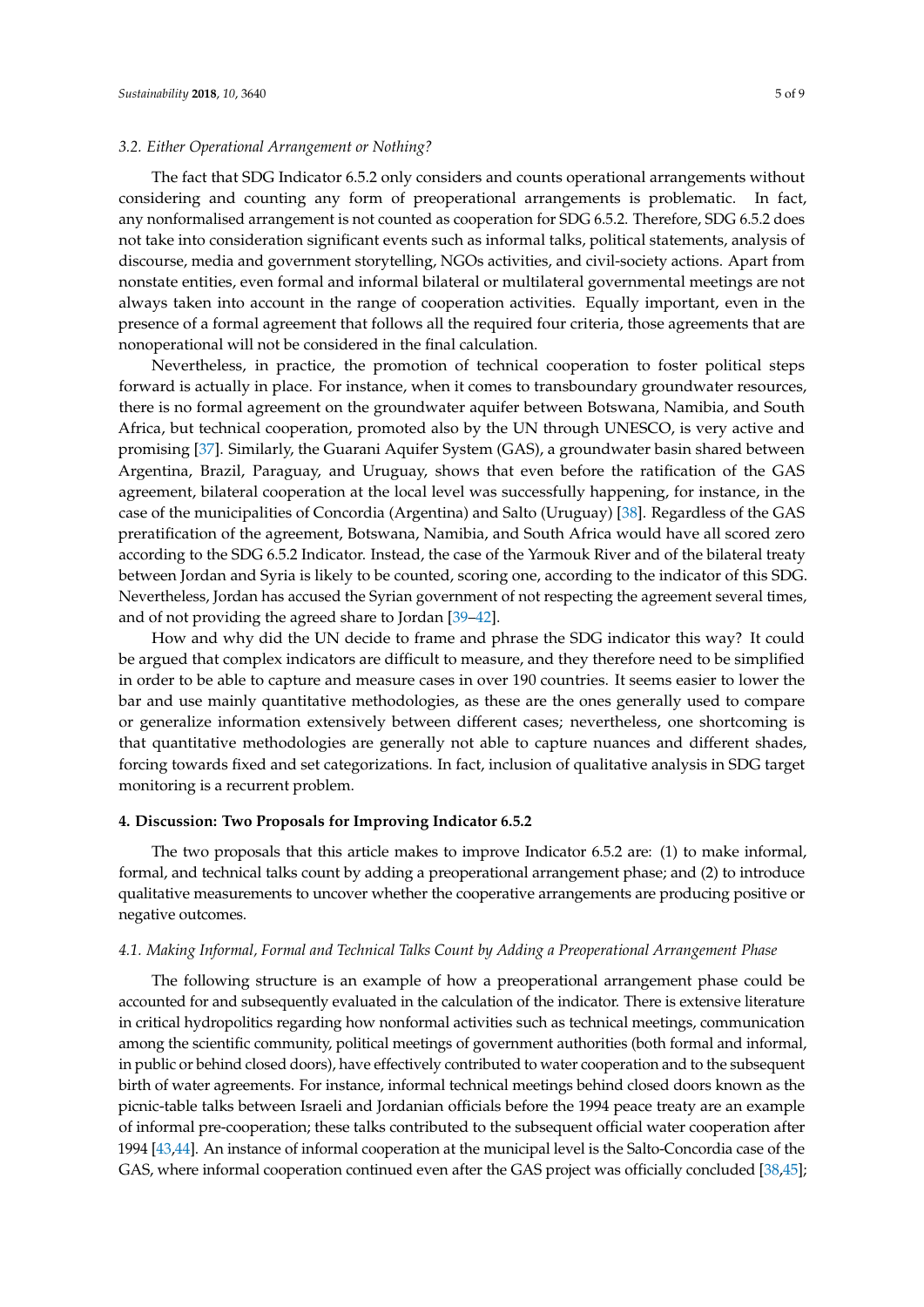### 3.2. Either Operational Arrangement or Nothing?

The fact that SDG Indicator 6.5.2 only considers and counts operational arrangements without considering and counting any form of preoperational arrangements is problematic. In fact, any nonformalised arrangement is not counted as cooperation for SDG 6.5.2. Therefore, SDG 6.5.2 does not take into consideration significant events such as informal talks, political statements, analysis of discourse, media and government storytelling, NGOs activities, and civil-society actions. Apart from nonstate entities, even formal and informal bilateral or multilateral governmental meetings are not always taken into account in the range of cooperation activities. Equally important, even in the presence of a formal agreement that follows all the required four criteria, those agreements that are nonoperational will not be considered in the final calculation.

Nevertheless, in practice, the promotion of technical cooperation to foster political steps forward is actually in place. For instance, when it comes to transboundary groundwater resources, there is no formal agreement on the groundwater aquifer between Botswana, Namibia, and South Africa, but technical cooperation, promoted also by the UN through UNESCO, is very active and promising [37]. Similarly, the Guarani Aquifer System (GAS), a groundwater basin shared between Argentina, Brazil, Paraguay, and Uruguay, shows that even before the ratification of the GAS agreement, bilateral cooperation at the local level was successfully happening, for instance, in the case of the municipalities of Concordia (Argentina) and Salto (Uruguay) [38]. Regardless of the GAS preratification of the agreement, Botswana, Namibia, and South Africa would have all scored zero according to the SDG 6.5.2 Indicator. Instead, the case of the Yarmouk River and of the bilateral treaty between Jordan and Syria is likely to be counted, scoring one, according to the indicator of this SDG. Nevertheless, Jordan has accused the Syrian government of not respecting the agreement several times, and of not providing the agreed share to Jordan [39–42].

How and why did the UN decide to frame and phrase the SDG indicator this way? It could be argued that complex indicators are difficult to measure, and they therefore need to be simplified in order to be able to capture and measure cases in over 190 countries. It seems easier to lower the bar and use mainly quantitative methodologies, as these are the ones generally used to compare or generalize information extensively between different cases; nevertheless, one shortcoming is that quantitative methodologies are generally not able to capture nuances and different shades, forcing towards fixed and set categorizations. In fact, inclusion of qualitative analysis in SDG target monitoring is a recurrent problem.

## 4. Discussion: Two Proposals for Improving Indicator 6.5.2

The two proposals that this article makes to improve Indicator 6.5.2 are: (1) to make informal, formal, and technical talks count by adding a preoperational arrangement phase; and (2) to introduce qualitative measurements to uncover whether the cooperative arrangements are producing positive or negative outcomes.

### 4.1. Making Informal, Formal and Technical Talks Count by Adding a Preoperational Arrangement Phase

The following structure is an example of how a preoperational arrangement phase could be accounted for and subsequently evaluated in the calculation of the indicator. There is extensive literature in critical hydropolitics regarding how nonformal activities such as technical meetings, communication among the scientific community, political meetings of government authorities (both formal and informal, in public or behind closed doors), have effectively contributed to water cooperation and to the subsequent birth of water agreements. For instance, informal technical meetings behind closed doors known as the picnic-table talks between Israeli and Jordanian officials before the 1994 peace treaty are an example of informal pre-cooperation; these talks contributed to the subsequent official water cooperation after 1994 [43,44]. An instance of informal cooperation at the municipal level is the Salto-Concordia case of the GAS, where informal cooperation continued even after the GAS project was officially concluded [38,45];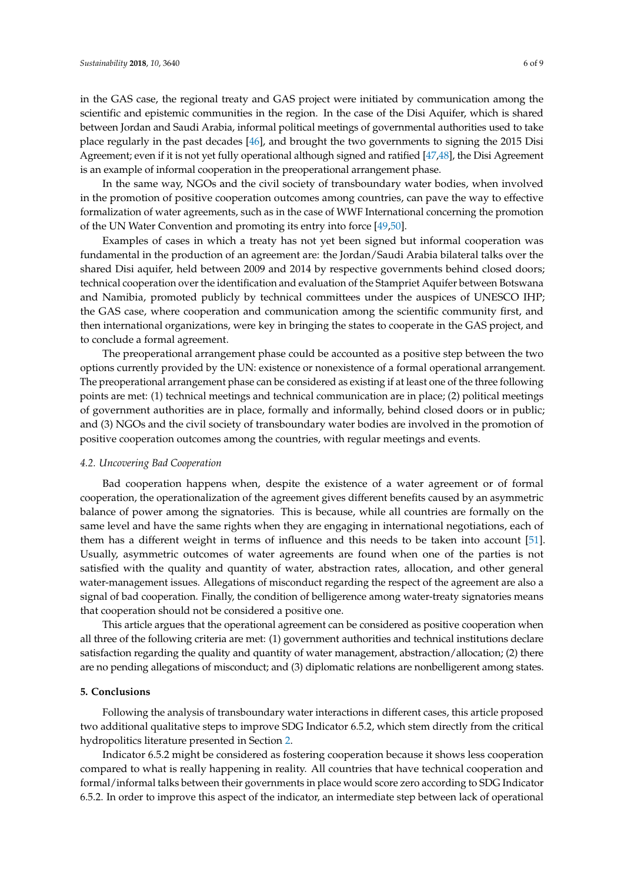in the GAS case, the regional treaty and GAS project were initiated by communication among the scientific and epistemic communities in the region. In the case of the Disi Aquifer, which is shared between Jordan and Saudi Arabia, informal political meetings of governmental authorities used to take place regularly in the past decades [46], and brought the two governments to signing the 2015 Disi Agreement; even if it is not yet fully operational although signed and ratified [47,48], the Disi Agreement is an example of informal cooperation in the preoperational arrangement phase.

In the same way, NGOs and the civil society of transboundary water bodies, when involved in the promotion of positive cooperation outcomes among countries, can pave the way to effective formalization of water agreements, such as in the case of WWF International concerning the promotion of the UN Water Convention and promoting its entry into force [49,50].

Examples of cases in which a treaty has not yet been signed but informal cooperation was fundamental in the production of an agreement are: the Jordan/Saudi Arabia bilateral talks over the shared Disi aquifer, held between 2009 and 2014 by respective governments behind closed doors; technical cooperation over the identification and evaluation of the Stampriet Aquifer between Botswana and Namibia, promoted publicly by technical committees under the auspices of UNESCO IHP; the GAS case, where cooperation and communication among the scientific community first, and then international organizations, were key in bringing the states to cooperate in the GAS project, and to conclude a formal agreement.

The preoperational arrangement phase could be accounted as a positive step between the two options currently provided by the UN: existence or nonexistence of a formal operational arrangement. The preoperational arrangement phase can be considered as existing if at least one of the three following points are met: (1) technical meetings and technical communication are in place; (2) political meetings of government authorities are in place, formally and informally, behind closed doors or in public; and (3) NGOs and the civil society of transboundary water bodies are involved in the promotion of positive cooperation outcomes among the countries, with regular meetings and events.

### *4.2. Uncovering Bad Cooperation*

Bad cooperation happens when, despite the existence of a water agreement or of formal cooperation, the operationalization of the agreement gives different benefits caused by an asymmetric balance of power among the signatories. This is because, while all countries are formally on the same level and have the same rights when they are engaging in international negotiations, each of them has a different weight in terms of influence and this needs to be taken into account [51]. Usually, asymmetric outcomes of water agreements are found when one of the parties is not satisfied with the quality and quantity of water, abstraction rates, allocation, and other general water-management issues. Allegations of misconduct regarding the respect of the agreement are also a signal of bad cooperation. Finally, the condition of belligerence among water-treaty signatories means that cooperation should not be considered a positive one.

This article argues that the operational agreement can be considered as positive cooperation when all three of the following criteria are met: (1) government authorities and technical institutions declare satisfaction regarding the quality and quantity of water management, abstraction/allocation; (2) there are no pending allegations of misconduct; and (3) diplomatic relations are nonbelligerent among states.

## **5. Conclusions**

Following the analysis of transboundary water interactions in different cases, this article proposed two additional qualitative steps to improve SDG Indicator 6.5.2, which stem directly from the critical hydropolitics literature presented in Section 2.

Indicator 6.5.2 might be considered as fostering cooperation because it shows less cooperation compared to what is really happening in reality. All countries that have technical cooperation and formal/informal talks between their governments in place would score zero according to SDG Indicator 6.5.2. In order to improve this aspect of the indicator, an intermediate step between lack of operational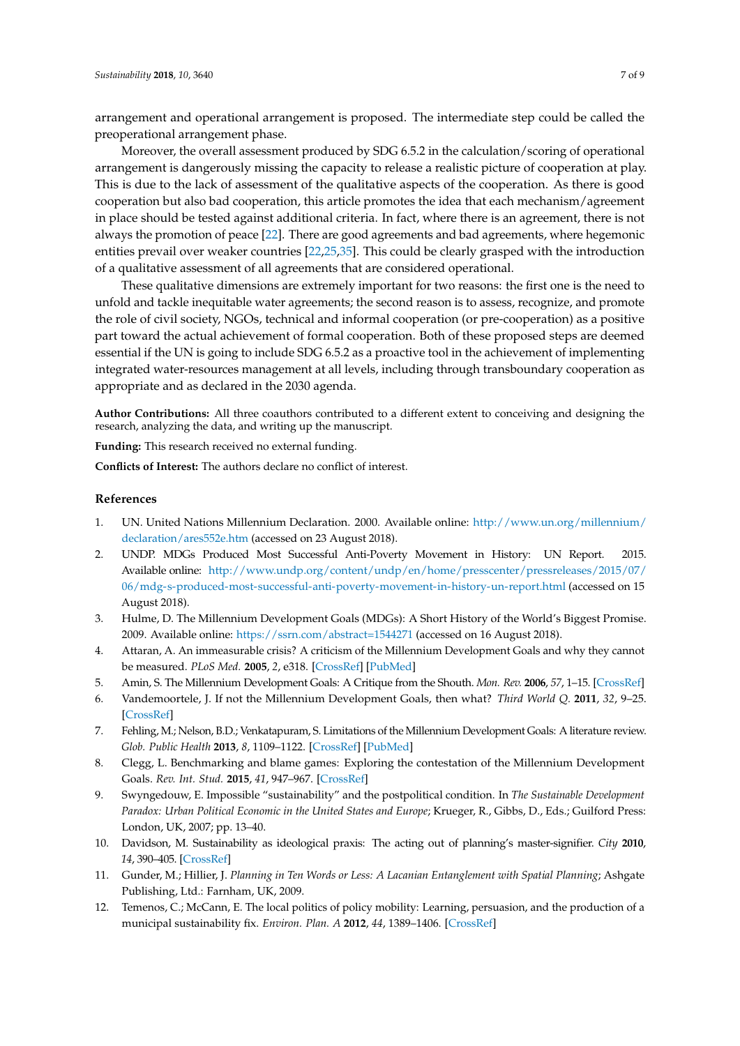arrangement and operational arrangement is proposed. The intermediate step could be called the preoperational arrangement phase.

Moreover, the overall assessment produced by SDG 6.5.2 in the calculation/scoring of operational arrangement is dangerously missing the capacity to release a realistic picture of cooperation at play. This is due to the lack of assessment of the qualitative aspects of the cooperation. As there is good cooperation but also bad cooperation, this article promotes the idea that each mechanism/agreement in place should be tested against additional criteria. In fact, where there is an agreement, there is not always the promotion of peace [22]. There are good agreements and bad agreements, where hegemonic entities prevail over weaker countries [22,25,35]. This could be clearly grasped with the introduction of a qualitative assessment of all agreements that are considered operational.

These qualitative dimensions are extremely important for two reasons: the first one is the need to unfold and tackle inequitable water agreements; the second reason is to assess, recognize, and promote the role of civil society, NGOs, technical and informal cooperation (or pre-cooperation) as a positive part toward the actual achievement of formal cooperation. Both of these proposed steps are deemed essential if the UN is going to include SDG 6.5.2 as a proactive tool in the achievement of implementing integrated water-resources management at all levels, including through transboundary cooperation as appropriate and as declared in the 2030 agenda.

**Author Contributions:** All three coauthors contributed to a different extent to conceiving and designing the research, analyzing the data, and writing up the manuscript.

**Funding:** This research received no external funding.

**Conflicts of Interest:** The authors declare no conflict of interest.

## References

1. UN. United Nations Millennium Declaration. 2000. Available online: http://www.un.org/millennium/declaration/ares552e.htm (accessed on 23 August 2018).
2. UNDP. MDGs Produced Most Successful Anti-Poverty Movement in History: UN Report. 2015. Available online: http://www.undp.org/content/undp/en/home/presscenter/pressreleases/2015/07/06/mdg-s-produced-most-successful-anti-poverty-movement-in-history-un-report.html (accessed on 15 August 2018).
3. Hulme, D. The Millennium Development Goals (MDGs): A Short History of the World's Biggest Promise. 2009. Available online: https://ssrn.com/abstract=1544271 (accessed on 16 August 2018).
4. Attaran, A. An immeasurable crisis? A criticism of the Millennium Development Goals and why they cannot be measured. *PLoS Med.* **2005**, *2*, e318. [CrossRef] [PubMed]
5. Amin, S. The Millennium Development Goals: A Critique from the Shouth. *Mon. Rev.* **2006**, *57*, 1–15. [CrossRef]
6. Vandemoortele, J. If not the Millennium Development Goals, then what? *Third World Q.* **2011**, *32*, 9–25. [CrossRef]
7. Fehling, M.; Nelson, B.D.; Venkatapuram, S. Limitations of the Millennium Development Goals: A literature review. *Glob. Public Health* **2013**, *8*, 1109–1122. [CrossRef] [PubMed]
8. Clegg, L. Benchmarking and blame games: Exploring the contestation of the Millennium Development Goals. *Rev. Int. Stud.* **2015**, *41*, 947–967. [CrossRef]
9. Swyngedouw, E. Impossible "sustainability" and the postpolitical condition. In *The Sustainable Development Paradox: Urban Political Economic in the United States and Europe*; Krueger, R., Gibbs, D., Eds.; Guilford Press: London, UK, 2007; pp. 13–40.
10. Davidson, M. Sustainability as ideological praxis: The acting out of planning's master-signifier. *City* **2010**, *14*, 390–405. [CrossRef]
11. Gunder, M.; Hillier, J. *Planning in Ten Words or Less: A Lacanian Entanglement with Spatial Planning*; Ashgate Publishing, Ltd.: Farnham, UK, 2009.
12. Temenos, C.; McCann, E. The local politics of policy mobility: Learning, persuasion, and the production of a municipal sustainability fix. *Environ. Plan. A* **2012**, *44*, 1389–1406. [CrossRef]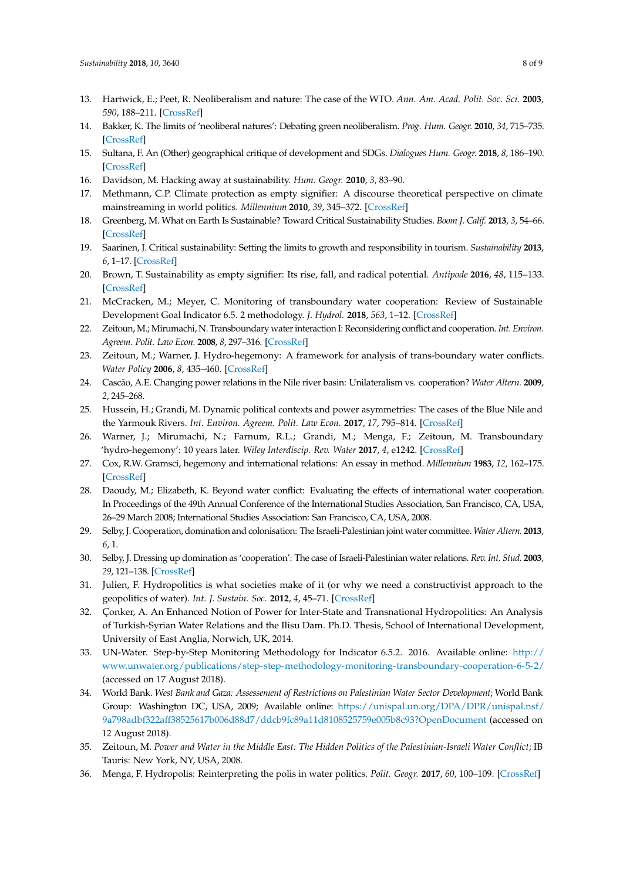13. Hartwick, E.; Peet, R. Neoliberalism and nature: The case of the WTO. *Ann. Am. Acad. Polit. Soc. Sci.* **2003**, *590*, 188–211. [CrossRef]
14. Bakker, K. The limits of 'neoliberal natures': Debating green neoliberalism. *Prog. Hum. Geogr.* **2010**, *34*, 715–735. [CrossRef]
15. Sultana, F. An (Other) geographical critique of development and SDGs. *Dialogues Hum. Geogr.* **2018**, *8*, 186–190. [CrossRef]
16. Davidson, M. Hacking away at sustainability. *Hum. Geogr.* **2010**, *3*, 83–90.
17. Methmann, C.P. Climate protection as empty signifier: A discourse theoretical perspective on climate mainstreaming in world politics. *Millennium* **2010**, *39*, 345–372. [CrossRef]
18. Greenberg, M. What on Earth Is Sustainable? Toward Critical Sustainability Studies. *Boom J. Calif.* **2013**, *3*, 54–66. [CrossRef]
19. Saarinen, J. Critical sustainability: Setting the limits to growth and responsibility in tourism. *Sustainability* **2013**, *6*, 1–17. [CrossRef]
20. Brown, T. Sustainability as empty signifier: Its rise, fall, and radical potential. *Antipode* **2016**, *48*, 115–133. [CrossRef]
21. McCracken, M.; Meyer, C. Monitoring of transboundary water cooperation: Review of Sustainable Development Goal Indicator 6.5. 2 methodology. *J. Hydrol.* **2018**, *563*, 1–12. [CrossRef]
22. Zeitoun, M.; Mirumachi, N. Transboundary water interaction I: Reconsidering conflict and cooperation. *Int. Environ. Agreem. Polit. Law Econ.* **2008**, *8*, 297–316. [CrossRef]
23. Zeitoun, M.; Warner, J. Hydro-hegemony: A framework for analysis of trans-boundary water conflicts. *Water Policy* **2006**, *8*, 435–460. [CrossRef]
24. Cascão, A.E. Changing power relations in the Nile river basin: Unilateralism vs. cooperation? *Water Altern.* **2009**, *2*, 245–268.
25. Hussein, H.; Grandi, M. Dynamic political contexts and power asymmetries: The cases of the Blue Nile and the Yarmouk Rivers. *Int. Environ. Agreem. Polit. Law Econ.* **2017**, *17*, 795–814. [CrossRef]
26. Warner, J.; Mirumachi, N.; Farnum, R.L.; Grandi, M.; Menga, F.; Zeitoun, M. Transboundary 'hydro-hegemony': 10 years later. *Wiley Interdiscip. Rev. Water* **2017**, *4*, e1242. [CrossRef]
27. Cox, R.W. Gramsci, hegemony and international relations: An essay in method. *Millennium* **1983**, *12*, 162–175. [CrossRef]
28. Daoudy, M.; Elizabeth, K. Beyond water conflict: Evaluating the effects of international water cooperation. In Proceedings of the 49th Annual Conference of the International Studies Association, San Francisco, CA, USA, 26–29 March 2008; International Studies Association: San Francisco, CA, USA, 2008.
29. Selby, J. Cooperation, domination and colonisation: The Israeli-Palestinian joint water committee. *Water Altern.* **2013**, *6*, 1.
30. Selby, J. Dressing up domination as 'cooperation': The case of Israeli-Palestinian water relations. *Rev. Int. Stud.* **2003**, *29*, 121–138. [CrossRef]
31. Julien, F. Hydropolitics is what societies make of it (or why we need a constructivist approach to the geopolitics of water). *Int. J. Sustain. Soc.* **2012**, *4*, 45–71. [CrossRef]
32. Çonker, A. An Enhanced Notion of Power for Inter-State and Transnational Hydropolitics: An Analysis of Turkish-Syrian Water Relations and the Ilisu Dam. Ph.D. Thesis, School of International Development, University of East Anglia, Norwich, UK, 2014.
33. UN-Water. Step-by-Step Monitoring Methodology for Indicator 6.5.2. 2016. Available online: http://www.unwater.org/publications/step-step-methodology-monitoring-transboundary-cooperation-6-5-2/ (accessed on 17 August 2018).
34. World Bank. *West Bank and Gaza: Assesement of Restrictions on Palestinian Water Sector Development*; World Bank Group: Washington DC, USA, 2009; Available online: https://unispal.un.org/DPA/DPR/unispal.nsf/9a798adbf322aff38525617b006d88d7/ddcb9fc89a11d8108525759e005b8c93?OpenDocument (accessed on 12 August 2018).
35. Zeitoun, M. *Power and Water in the Middle East: The Hidden Politics of the Palestinian-Israeli Water Conflict*; IB Tauris: New York, NY, USA, 2008.
36. Menga, F. Hydropolis: Reinterpreting the polis in water politics. *Polit. Geogr.* **2017**, *60*, 100–109. [CrossRef]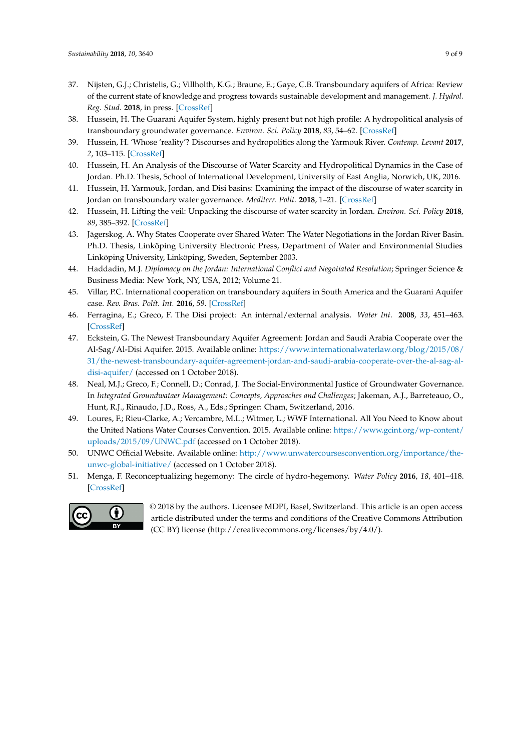37. Nijsten, G.J.; Christelis, G.; Villholth, K.G.; Braune, E.; Gaye, C.B. Transboundary aquifers of Africa: Review of the current state of knowledge and progress towards sustainable development and management. *J. Hydrol. Reg. Stud.* **2018**, in press. [CrossRef]
38. Hussein, H. The Guarani Aquifer System, highly present but not high profile: A hydropolitical analysis of transboundary groundwater governance. *Environ. Sci. Policy* **2018**, *83*, 54–62. [CrossRef]
39. Hussein, H. 'Whose 'reality'? Discourses and hydropolitics along the Yarmouk River. *Contemp. Levant* **2017**, *2*, 103–115. [CrossRef]
40. Hussein, H. An Analysis of the Discourse of Water Scarcity and Hydropolitical Dynamics in the Case of Jordan. Ph.D. Thesis, School of International Development, University of East Anglia, Norwich, UK, 2016.
41. Hussein, H. Yarmouk, Jordan, and Disi basins: Examining the impact of the discourse of water scarcity in Jordan on transboundary water governance. *Mediterr. Polit.* **2018**, 1–21. [CrossRef]
42. Hussein, H. Lifting the veil: Unpacking the discourse of water scarcity in Jordan. *Environ. Sci. Policy* **2018**, *89*, 385–392. [CrossRef]
43. Jägerskog, A. Why States Cooperate over Shared Water: The Water Negotiations in the Jordan River Basin. Ph.D. Thesis, Linköping University Electronic Press, Department of Water and Environmental Studies Linköping University, Linköping, Sweden, September 2003.
44. Haddadin, M.J. *Diplomacy on the Jordan: International Conflict and Negotiated Resolution*; Springer Science & Business Media: New York, NY, USA, 2012; Volume 21.
45. Villar, P.C. International cooperation on transboundary aquifers in South America and the Guarani Aquifer case. *Rev. Bras. Polít. Int.* **2016**, *59*. [CrossRef]
46. Ferragina, E.; Greco, F. The Disi project: An internal/external analysis. *Water Int.* **2008**, *33*, 451–463. [CrossRef]
47. Eckstein, G. The Newest Transboundary Aquifer Agreement: Jordan and Saudi Arabia Cooperate over the Al-Sag/Al-Disi Aquifer. 2015. Available online: https://www.internationalwaterlaw.org/blog/2015/08/31/the-newest-transboundary-aquifer-agreement-jordan-and-saudi-arabia-cooperate-over-the-al-sag-al-disi-aquifer/ (accessed on 1 October 2018).
48. Neal, M.J.; Greco, F.; Connell, D.; Conrad, J. The Social-Environmental Justice of Groundwater Governance. In *Integrated Groundwataer Management: Concepts, Approaches and Challenges*; Jakeman, A.J., Barreteauo, O., Hunt, R.J., Rinaudo, J.D., Ross, A., Eds.; Springer: Cham, Switzerland, 2016.
49. Loures, F.; Rieu-Clarke, A.; Vercambre, M.L.; Witmer, L.; WWF International. All You Need to Know about the United Nations Water Courses Convention. 2015. Available online: https://www.gcint.org/wp-content/uploads/2015/09/UNWC.pdf (accessed on 1 October 2018).
50. UNWC Official Website. Available online: http://www.unwatercoursesconvention.org/importance/the-unwc-global-initiative/ (accessed on 1 October 2018).
51. Menga, F. Reconceptualizing hegemony: The circle of hydro-hegemony. *Water Policy* **2016**, *18*, 401–418. [CrossRef]

© 2018 by the authors. Licensee MDPI, Basel, Switzerland. This article is an open access article distributed under the terms and conditions of the Creative Commons Attribution (CC BY) license (http://creativecommons.org/licenses/by/4.0/).